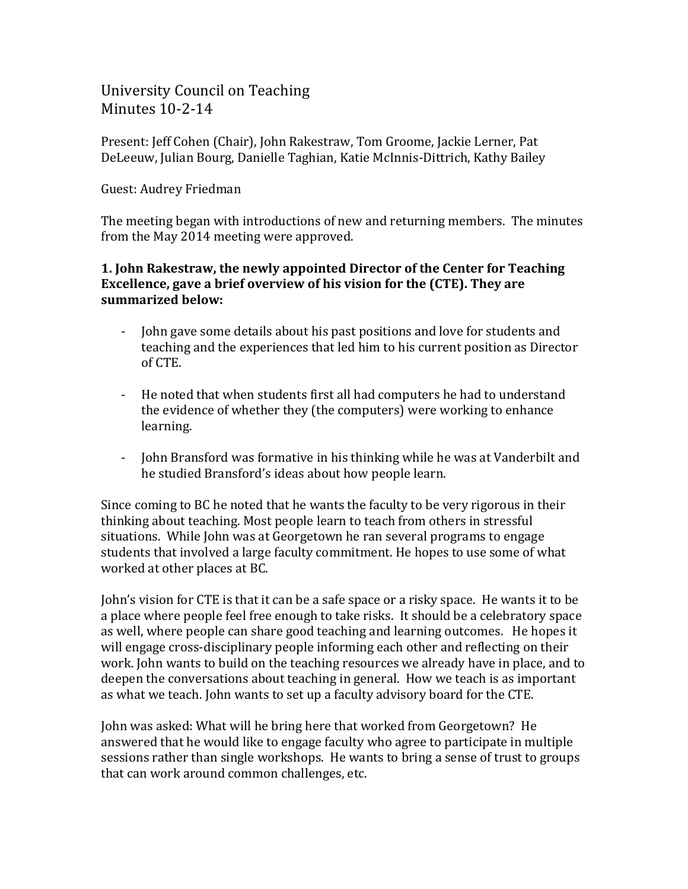University Council on Teaching
Minutes 10-2-14

Present: Jeff Cohen (Chair), John Rakestraw, Tom Groome, Jackie Lerner, Pat DeLeeuw, Julian Bourg, Danielle Taghian, Katie McInnis-Dittrich, Kathy Bailey

Guest: Audrey Friedman

The meeting began with introductions of new and returning members. The minutes from the May 2014 meeting were approved.

**1. John Rakestraw, the newly appointed Director of the Center for Teaching Excellence, gave a brief overview of his vision for the (CTE). They are summarized below:**

- John gave some details about his past positions and love for students and teaching and the experiences that led him to his current position as Director of CTE.

- He noted that when students first all had computers he had to understand the evidence of whether they (the computers) were working to enhance learning.

- John Bransford was formative in his thinking while he was at Vanderbilt and he studied Bransford's ideas about how people learn.

Since coming to BC he noted that he wants the faculty to be very rigorous in their thinking about teaching. Most people learn to teach from others in stressful situations. While John was at Georgetown he ran several programs to engage students that involved a large faculty commitment. He hopes to use some of what worked at other places at BC.

John's vision for CTE is that it can be a safe space or a risky space. He wants it to be a place where people feel free enough to take risks. It should be a celebratory space as well, where people can share good teaching and learning outcomes. He hopes it will engage cross-disciplinary people informing each other and reflecting on their work. John wants to build on the teaching resources we already have in place, and to deepen the conversations about teaching in general. How we teach is as important as what we teach. John wants to set up a faculty advisory board for the CTE.

John was asked: What will he bring here that worked from Georgetown? He answered that he would like to engage faculty who agree to participate in multiple sessions rather than single workshops. He wants to bring a sense of trust to groups that can work around common challenges, etc.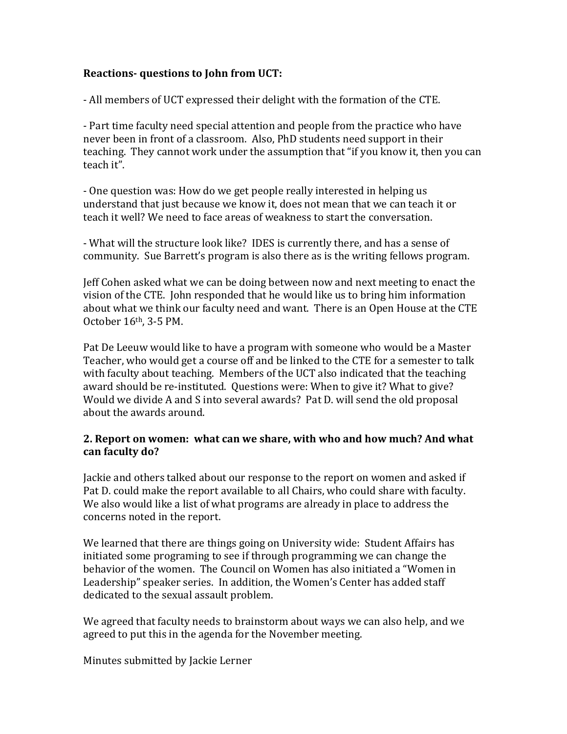**Reactions- questions to John from UCT:**

- All members of UCT expressed their delight with the formation of the CTE.

- Part time faculty need special attention and people from the practice who have never been in front of a classroom. Also, PhD students need support in their teaching. They cannot work under the assumption that "if you know it, then you can teach it".

- One question was: How do we get people really interested in helping us understand that just because we know it, does not mean that we can teach it or teach it well? We need to face areas of weakness to start the conversation.

- What will the structure look like? IDES is currently there, and has a sense of community. Sue Barrett's program is also there as is the writing fellows program.

Jeff Cohen asked what we can be doing between now and next meeting to enact the vision of the CTE. John responded that he would like us to bring him information about what we think our faculty need and want. There is an Open House at the CTE October 16th, 3-5 PM.

Pat De Leeuw would like to have a program with someone who would be a Master Teacher, who would get a course off and be linked to the CTE for a semester to talk with faculty about teaching. Members of the UCT also indicated that the teaching award should be re-instituted. Questions were: When to give it? What to give? Would we divide A and S into several awards? Pat D. will send the old proposal about the awards around.

**2. Report on women: what can we share, with who and how much? And what can faculty do?**

Jackie and others talked about our response to the report on women and asked if Pat D. could make the report available to all Chairs, who could share with faculty. We also would like a list of what programs are already in place to address the concerns noted in the report.

We learned that there are things going on University wide: Student Affairs has initiated some programing to see if through programming we can change the behavior of the women. The Council on Women has also initiated a "Women in Leadership" speaker series. In addition, the Women's Center has added staff dedicated to the sexual assault problem.

We agreed that faculty needs to brainstorm about ways we can also help, and we agreed to put this in the agenda for the November meeting.

Minutes submitted by Jackie Lerner